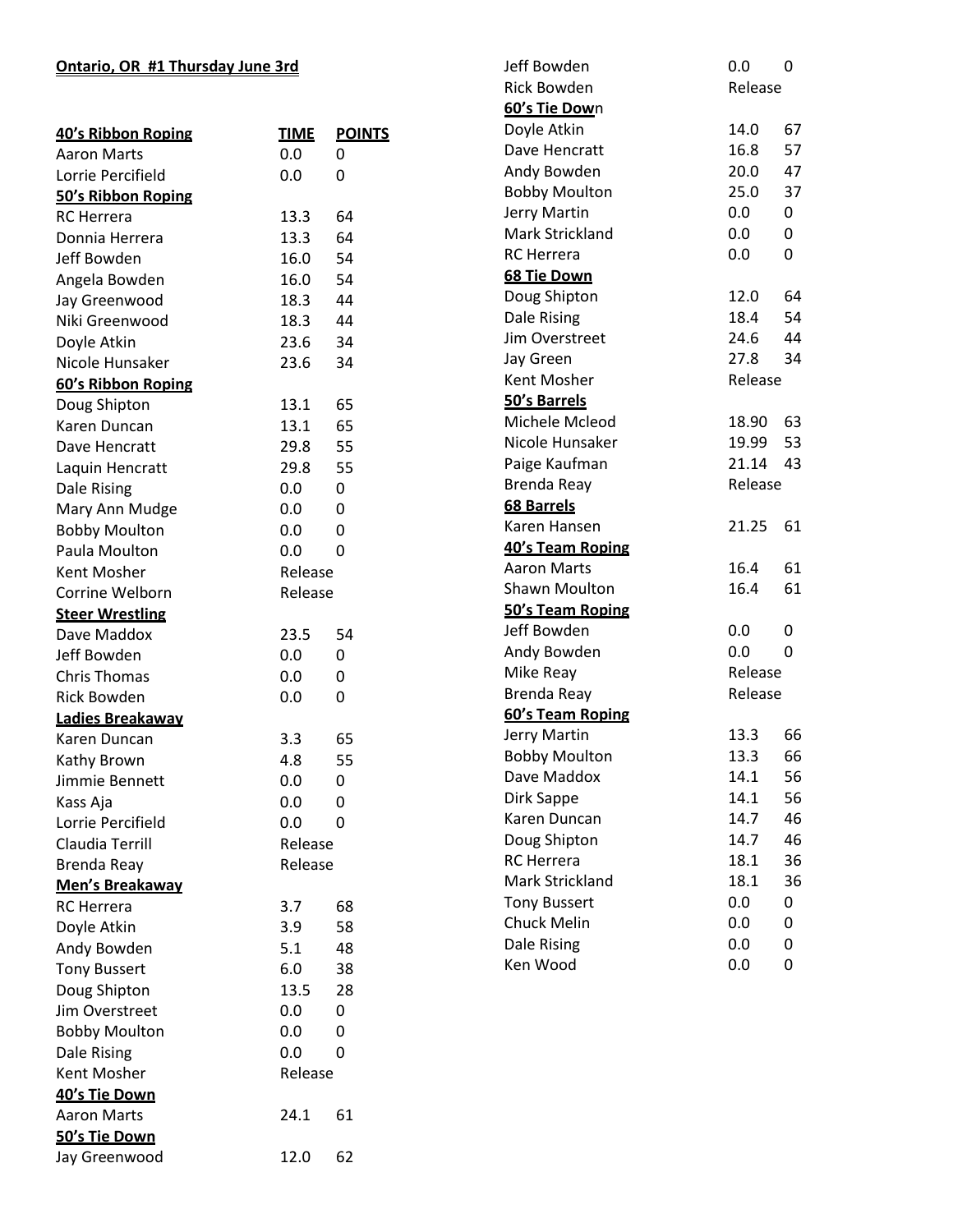**Ontario, OR #1 Thursday June 3rd**

| **40's Ribbon Roping** | **TIME** | **POINTS** |
|---|---|---|
| Aaron Marts | 0.0 | 0 |
| Lorrie Percifield | 0.0 | 0 |
| **50's Ribbon Roping** | | |
| RC Herrera | 13.3 | 64 |
| Donnia Herrera | 13.3 | 64 |
| Jeff Bowden | 16.0 | 54 |
| Angela Bowden | 16.0 | 54 |
| Jay Greenwood | 18.3 | 44 |
| Niki Greenwood | 18.3 | 44 |
| Doyle Atkin | 23.6 | 34 |
| Nicole Hunsaker | 23.6 | 34 |
| **60's Ribbon Roping** | | |
| Doug Shipton | 13.1 | 65 |
| Karen Duncan | 13.1 | 65 |
| Dave Hencratt | 29.8 | 55 |
| Laquin Hencratt | 29.8 | 55 |
| Dale Rising | 0.0 | 0 |
| Mary Ann Mudge | 0.0 | 0 |
| Bobby Moulton | 0.0 | 0 |
| Paula Moulton | 0.0 | 0 |
| Kent Mosher | Release | |
| Corrine Welborn | Release | |
| **Steer Wrestling** | | |
| Dave Maddox | 23.5 | 54 |
| Jeff Bowden | 0.0 | 0 |
| Chris Thomas | 0.0 | 0 |
| Rick Bowden | 0.0 | 0 |
| **Ladies Breakaway** | | |
| Karen Duncan | 3.3 | 65 |
| Kathy Brown | 4.8 | 55 |
| Jimmie Bennett | 0.0 | 0 |
| Kass Aja | 0.0 | 0 |
| Lorrie Percifield | 0.0 | 0 |
| Claudia Terrill | Release | |
| Brenda Reay | Release | |
| **Men's Breakaway** | | |
| RC Herrera | 3.7 | 68 |
| Doyle Atkin | 3.9 | 58 |
| Andy Bowden | 5.1 | 48 |
| Tony Bussert | 6.0 | 38 |
| Doug Shipton | 13.5 | 28 |
| Jim Overstreet | 0.0 | 0 |
| Bobby Moulton | 0.0 | 0 |
| Dale Rising | 0.0 | 0 |
| Kent Mosher | Release | |
| **40's Tie Down** | | |
| Aaron Marts | 24.1 | 61 |
| **50's Tie Down** | | |
| Jay Greenwood | 12.0 | 62 |
| Jeff Bowden | 0.0 | 0 |
| Rick Bowden | Release | |
| **60's Tie Down** | | |
| Doyle Atkin | 14.0 | 67 |
| Dave Hencratt | 16.8 | 57 |
| Andy Bowden | 20.0 | 47 |
| Bobby Moulton | 25.0 | 37 |
| Jerry Martin | 0.0 | 0 |
| Mark Strickland | 0.0 | 0 |
| RC Herrera | 0.0 | 0 |
| **68 Tie Down** | | |
| Doug Shipton | 12.0 | 64 |
| Dale Rising | 18.4 | 54 |
| Jim Overstreet | 24.6 | 44 |
| Jay Green | 27.8 | 34 |
| Kent Mosher | Release | |
| **50's Barrels** | | |
| Michele Mcleod | 18.90 | 63 |
| Nicole Hunsaker | 19.99 | 53 |
| Paige Kaufman | 21.14 | 43 |
| Brenda Reay | Release | |
| **68 Barrels** | | |
| Karen Hansen | 21.25 | 61 |
| **40's Team Roping** | | |
| Aaron Marts | 16.4 | 61 |
| Shawn Moulton | 16.4 | 61 |
| **50's Team Roping** | | |
| Jeff Bowden | 0.0 | 0 |
| Andy Bowden | 0.0 | 0 |
| Mike Reay | Release | |
| Brenda Reay | Release | |
| **60's Team Roping** | | |
| Jerry Martin | 13.3 | 66 |
| Bobby Moulton | 13.3 | 66 |
| Dave Maddox | 14.1 | 56 |
| Dirk Sappe | 14.1 | 56 |
| Karen Duncan | 14.7 | 46 |
| Doug Shipton | 14.7 | 46 |
| RC Herrera | 18.1 | 36 |
| Mark Strickland | 18.1 | 36 |
| Tony Bussert | 0.0 | 0 |
| Chuck Melin | 0.0 | 0 |
| Dale Rising | 0.0 | 0 |
| Ken Wood | 0.0 | 0 |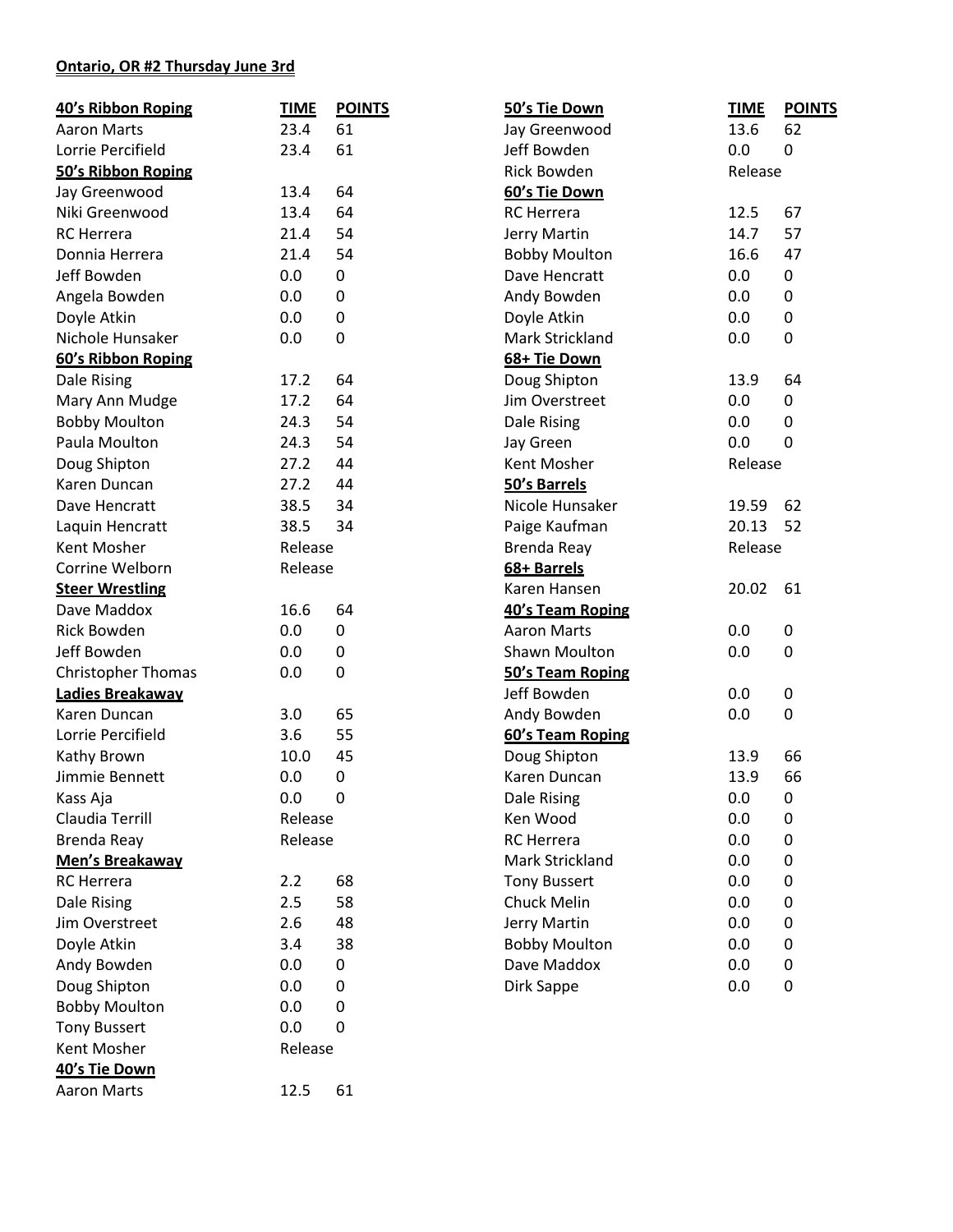**Ontario, OR #2 Thursday June 3rd**

| **40's Ribbon Roping** | **TIME** | **POINTS** |
|---|---|---|
| Aaron Marts | 23.4 | 61 |
| Lorrie Percifield | 23.4 | 61 |
| **50's Ribbon Roping** | | |
| Jay Greenwood | 13.4 | 64 |
| Niki Greenwood | 13.4 | 64 |
| RC Herrera | 21.4 | 54 |
| Donnia Herrera | 21.4 | 54 |
| Jeff Bowden | 0.0 | 0 |
| Angela Bowden | 0.0 | 0 |
| Doyle Atkin | 0.0 | 0 |
| Nichole Hunsaker | 0.0 | 0 |
| **60's Ribbon Roping** | | |
| Dale Rising | 17.2 | 64 |
| Mary Ann Mudge | 17.2 | 64 |
| Bobby Moulton | 24.3 | 54 |
| Paula Moulton | 24.3 | 54 |
| Doug Shipton | 27.2 | 44 |
| Karen Duncan | 27.2 | 44 |
| Dave Hencratt | 38.5 | 34 |
| Laquin Hencratt | 38.5 | 34 |
| Kent Mosher | Release | |
| Corrine Welborn | Release | |
| **Steer Wrestling** | | |
| Dave Maddox | 16.6 | 64 |
| Rick Bowden | 0.0 | 0 |
| Jeff Bowden | 0.0 | 0 |
| Christopher Thomas | 0.0 | 0 |
| **Ladies Breakaway** | | |
| Karen Duncan | 3.0 | 65 |
| Lorrie Percifield | 3.6 | 55 |
| Kathy Brown | 10.0 | 45 |
| Jimmie Bennett | 0.0 | 0 |
| Kass Aja | 0.0 | 0 |
| Claudia Terrill | Release | |
| Brenda Reay | Release | |
| **Men's Breakaway** | | |
| RC Herrera | 2.2 | 68 |
| Dale Rising | 2.5 | 58 |
| Jim Overstreet | 2.6 | 48 |
| Doyle Atkin | 3.4 | 38 |
| Andy Bowden | 0.0 | 0 |
| Doug Shipton | 0.0 | 0 |
| Bobby Moulton | 0.0 | 0 |
| Tony Bussert | 0.0 | 0 |
| Kent Mosher | Release | |
| **40's Tie Down** | | |
| Aaron Marts | 12.5 | 61 |

| **50's Tie Down** | **TIME** | **POINTS** |
|---|---|---|
| Jay Greenwood | 13.6 | 62 |
| Jeff Bowden | 0.0 | 0 |
| Rick Bowden | Release | |
| **60's Tie Down** | | |
| RC Herrera | 12.5 | 67 |
| Jerry Martin | 14.7 | 57 |
| Bobby Moulton | 16.6 | 47 |
| Dave Hencratt | 0.0 | 0 |
| Andy Bowden | 0.0 | 0 |
| Doyle Atkin | 0.0 | 0 |
| Mark Strickland | 0.0 | 0 |
| **68+ Tie Down** | | |
| Doug Shipton | 13.9 | 64 |
| Jim Overstreet | 0.0 | 0 |
| Dale Rising | 0.0 | 0 |
| Jay Green | 0.0 | 0 |
| Kent Mosher | Release | |
| **50's Barrels** | | |
| Nicole Hunsaker | 19.59 | 62 |
| Paige Kaufman | 20.13 | 52 |
| Brenda Reay | Release | |
| **68+ Barrels** | | |
| Karen Hansen | 20.02 | 61 |
| **40's Team Roping** | | |
| Aaron Marts | 0.0 | 0 |
| Shawn Moulton | 0.0 | 0 |
| **50's Team Roping** | | |
| Jeff Bowden | 0.0 | 0 |
| Andy Bowden | 0.0 | 0 |
| **60's Team Roping** | | |
| Doug Shipton | 13.9 | 66 |
| Karen Duncan | 13.9 | 66 |
| Dale Rising | 0.0 | 0 |
| Ken Wood | 0.0 | 0 |
| RC Herrera | 0.0 | 0 |
| Mark Strickland | 0.0 | 0 |
| Tony Bussert | 0.0 | 0 |
| Chuck Melin | 0.0 | 0 |
| Jerry Martin | 0.0 | 0 |
| Bobby Moulton | 0.0 | 0 |
| Dave Maddox | 0.0 | 0 |
| Dirk Sappe | 0.0 | 0 |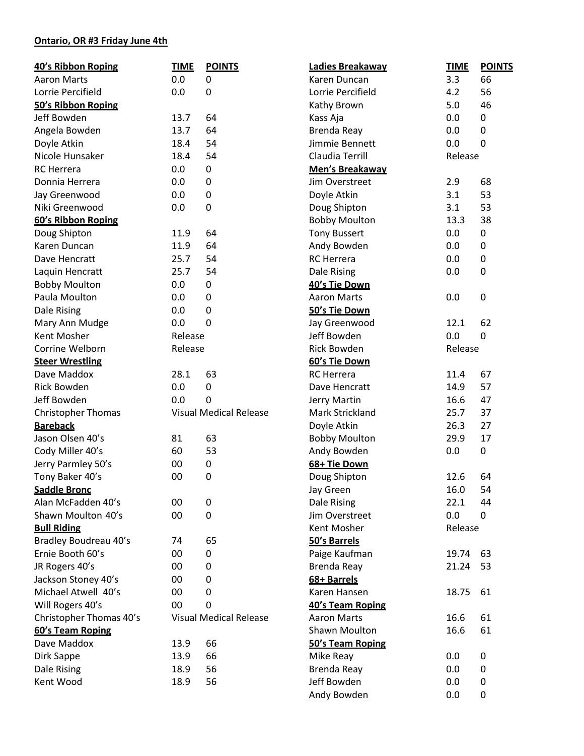**Ontario, OR #3 Friday June 4th**

| 40's Ribbon Roping | TIME | POINTS |
|---|---|---|
| Aaron Marts | 0.0 | 0 |
| Lorrie Percifield | 0.0 | 0 |
| **50's Ribbon Roping** | | |
| Jeff Bowden | 13.7 | 64 |
| Angela Bowden | 13.7 | 64 |
| Doyle Atkin | 18.4 | 54 |
| Nicole Hunsaker | 18.4 | 54 |
| RC Herrera | 0.0 | 0 |
| Donnia Herrera | 0.0 | 0 |
| Jay Greenwood | 0.0 | 0 |
| Niki Greenwood | 0.0 | 0 |
| **60's Ribbon Roping** | | |
| Doug Shipton | 11.9 | 64 |
| Karen Duncan | 11.9 | 64 |
| Dave Hencratt | 25.7 | 54 |
| Laquin Hencratt | 25.7 | 54 |
| Bobby Moulton | 0.0 | 0 |
| Paula Moulton | 0.0 | 0 |
| Dale Rising | 0.0 | 0 |
| Mary Ann Mudge | 0.0 | 0 |
| Kent Mosher | Release | |
| Corrine Welborn | Release | |
| **Steer Wrestling** | | |
| Dave Maddox | 28.1 | 63 |
| Rick Bowden | 0.0 | 0 |
| Jeff Bowden | 0.0 | 0 |
| Christopher Thomas | Visual Medical Release | |
| **Bareback** | | |
| Jason Olsen 40's | 81 | 63 |
| Cody Miller 40's | 60 | 53 |
| Jerry Parmley 50's | 00 | 0 |
| Tony Baker 40's | 00 | 0 |
| **Saddle Bronc** | | |
| Alan McFadden 40's | 00 | 0 |
| Shawn Moulton 40's | 00 | 0 |
| **Bull Riding** | | |
| Bradley Boudreau 40's | 74 | 65 |
| Ernie Booth 60's | 00 | 0 |
| JR Rogers 40's | 00 | 0 |
| Jackson Stoney 40's | 00 | 0 |
| Michael Atwell 40's | 00 | 0 |
| Will Rogers 40's | 00 | 0 |
| Christopher Thomas 40's | Visual Medical Release | |
| **60's Team Roping** | | |
| Dave Maddox | 13.9 | 66 |
| Dirk Sappe | 13.9 | 66 |
| Dale Rising | 18.9 | 56 |
| Kent Wood | 18.9 | 56 |

| Ladies Breakaway | TIME | POINTS |
|---|---|---|
| Karen Duncan | 3.3 | 66 |
| Lorrie Percifield | 4.2 | 56 |
| Kathy Brown | 5.0 | 46 |
| Kass Aja | 0.0 | 0 |
| Brenda Reay | 0.0 | 0 |
| Jimmie Bennett | 0.0 | 0 |
| Claudia Terrill | Release | |
| **Men's Breakaway** | | |
| Jim Overstreet | 2.9 | 68 |
| Doyle Atkin | 3.1 | 53 |
| Doug Shipton | 3.1 | 53 |
| Bobby Moulton | 13.3 | 38 |
| Tony Bussert | 0.0 | 0 |
| Andy Bowden | 0.0 | 0 |
| RC Herrera | 0.0 | 0 |
| Dale Rising | 0.0 | 0 |
| **40's Tie Down** | | |
| Aaron Marts | 0.0 | 0 |
| **50's Tie Down** | | |
| Jay Greenwood | 12.1 | 62 |
| Jeff Bowden | 0.0 | 0 |
| Rick Bowden | Release | |
| **60's Tie Down** | | |
| RC Herrera | 11.4 | 67 |
| Dave Hencratt | 14.9 | 57 |
| Jerry Martin | 16.6 | 47 |
| Mark Strickland | 25.7 | 37 |
| Doyle Atkin | 26.3 | 27 |
| Bobby Moulton | 29.9 | 17 |
| Andy Bowden | 0.0 | 0 |
| **68+ Tie Down** | | |
| Doug Shipton | 12.6 | 64 |
| Jay Green | 16.0 | 54 |
| Dale Rising | 22.1 | 44 |
| Jim Overstreet | 0.0 | 0 |
| Kent Mosher | Release | |
| **50's Barrels** | | |
| Paige Kaufman | 19.74 | 63 |
| Brenda Reay | 21.24 | 53 |
| **68+ Barrels** | | |
| Karen Hansen | 18.75 | 61 |
| **40's Team Roping** | | |
| Aaron Marts | 16.6 | 61 |
| Shawn Moulton | 16.6 | 61 |
| **50's Team Roping** | | |
| Mike Reay | 0.0 | 0 |
| Brenda Reay | 0.0 | 0 |
| Jeff Bowden | 0.0 | 0 |
| Andy Bowden | 0.0 | 0 |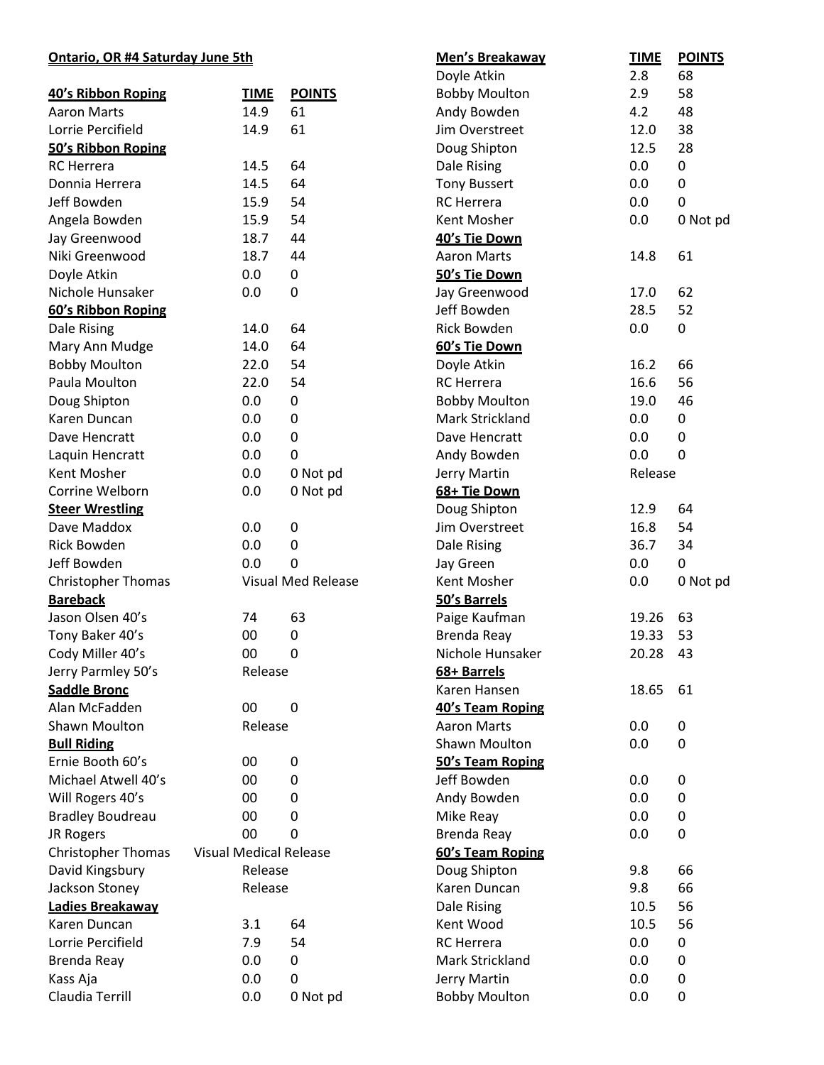**Ontario, OR #4 Saturday June 5th**

| **40's Ribbon Roping** | **TIME** | **POINTS** |
|---|---|---|
| Aaron Marts | 14.9 | 61 |
| Lorrie Percifield | 14.9 | 61 |
| **50's Ribbon Roping** | | |
| RC Herrera | 14.5 | 64 |
| Donnia Herrera | 14.5 | 64 |
| Jeff Bowden | 15.9 | 54 |
| Angela Bowden | 15.9 | 54 |
| Jay Greenwood | 18.7 | 44 |
| Niki Greenwood | 18.7 | 44 |
| Doyle Atkin | 0.0 | 0 |
| Nichole Hunsaker | 0.0 | 0 |
| **60's Ribbon Roping** | | |
| Dale Rising | 14.0 | 64 |
| Mary Ann Mudge | 14.0 | 64 |
| Bobby Moulton | 22.0 | 54 |
| Paula Moulton | 22.0 | 54 |
| Doug Shipton | 0.0 | 0 |
| Karen Duncan | 0.0 | 0 |
| Dave Hencratt | 0.0 | 0 |
| Laquin Hencratt | 0.0 | 0 |
| Kent Mosher | 0.0 | 0 Not pd |
| Corrine Welborn | 0.0 | 0 Not pd |
| **Steer Wrestling** | | |
| Dave Maddox | 0.0 | 0 |
| Rick Bowden | 0.0 | 0 |
| Jeff Bowden | 0.0 | 0 |
| Christopher Thomas | Visual Med Release | |
| **Bareback** | | |
| Jason Olsen 40's | 74 | 63 |
| Tony Baker 40's | 00 | 0 |
| Cody Miller 40's | 00 | 0 |
| Jerry Parmley 50's | Release | |
| **Saddle Bronc** | | |
| Alan McFadden | 00 | 0 |
| Shawn Moulton | Release | |
| **Bull Riding** | | |
| Ernie Booth 60's | 00 | 0 |
| Michael Atwell 40's | 00 | 0 |
| Will Rogers 40's | 00 | 0 |
| Bradley Boudreau | 00 | 0 |
| JR Rogers | 00 | 0 |
| Christopher Thomas | Visual Medical Release | |
| David Kingsbury | Release | |
| Jackson Stoney | Release | |
| **Ladies Breakaway** | | |
| Karen Duncan | 3.1 | 64 |
| Lorrie Percifield | 7.9 | 54 |
| Brenda Reay | 0.0 | 0 |
| Kass Aja | 0.0 | 0 |
| Claudia Terrill | 0.0 | 0 Not pd |

| **Men's Breakaway** | **TIME** | **POINTS** |
|---|---|---|
| Doyle Atkin | 2.8 | 68 |
| Bobby Moulton | 2.9 | 58 |
| Andy Bowden | 4.2 | 48 |
| Jim Overstreet | 12.0 | 38 |
| Doug Shipton | 12.5 | 28 |
| Dale Rising | 0.0 | 0 |
| Tony Bussert | 0.0 | 0 |
| RC Herrera | 0.0 | 0 |
| Kent Mosher | 0.0 | 0 Not pd |
| **40's Tie Down** | | |
| Aaron Marts | 14.8 | 61 |
| **50's Tie Down** | | |
| Jay Greenwood | 17.0 | 62 |
| Jeff Bowden | 28.5 | 52 |
| Rick Bowden | 0.0 | 0 |
| **60's Tie Down** | | |
| Doyle Atkin | 16.2 | 66 |
| RC Herrera | 16.6 | 56 |
| Bobby Moulton | 19.0 | 46 |
| Mark Strickland | 0.0 | 0 |
| Dave Hencratt | 0.0 | 0 |
| Andy Bowden | 0.0 | 0 |
| Jerry Martin | Release | |
| **68+ Tie Down** | | |
| Doug Shipton | 12.9 | 64 |
| Jim Overstreet | 16.8 | 54 |
| Dale Rising | 36.7 | 34 |
| Jay Green | 0.0 | 0 |
| Kent Mosher | 0.0 | 0 Not pd |
| **50's Barrels** | | |
| Paige Kaufman | 19.26 | 63 |
| Brenda Reay | 19.33 | 53 |
| Nichole Hunsaker | 20.28 | 43 |
| **68+ Barrels** | | |
| Karen Hansen | 18.65 | 61 |
| **40's Team Roping** | | |
| Aaron Marts | 0.0 | 0 |
| Shawn Moulton | 0.0 | 0 |
| **50's Team Roping** | | |
| Jeff Bowden | 0.0 | 0 |
| Andy Bowden | 0.0 | 0 |
| Mike Reay | 0.0 | 0 |
| Brenda Reay | 0.0 | 0 |
| **60's Team Roping** | | |
| Doug Shipton | 9.8 | 66 |
| Karen Duncan | 9.8 | 66 |
| Dale Rising | 10.5 | 56 |
| Kent Wood | 10.5 | 56 |
| RC Herrera | 0.0 | 0 |
| Mark Strickland | 0.0 | 0 |
| Jerry Martin | 0.0 | 0 |
| Bobby Moulton | 0.0 | 0 |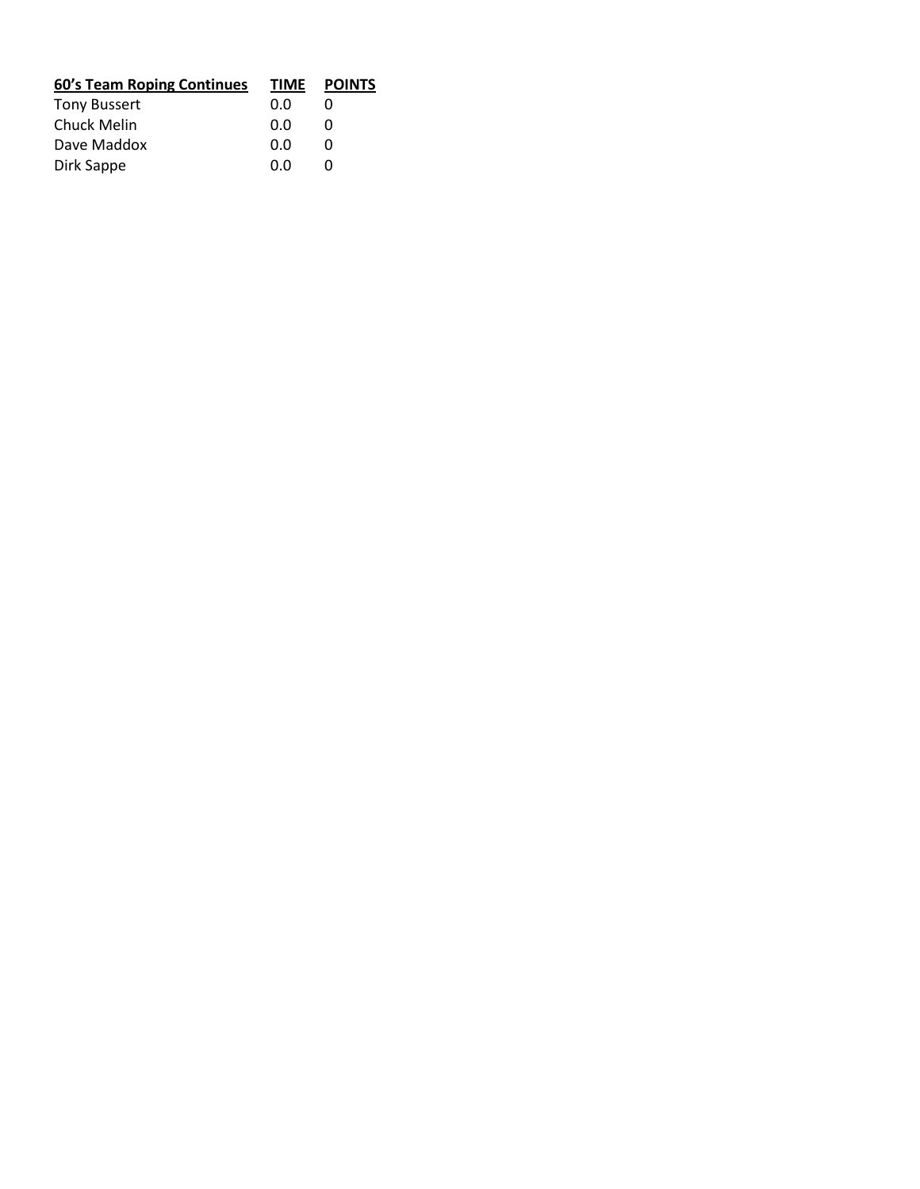| 60's Team Roping Continues | TIME | POINTS |
| --- | --- | --- |
| Tony Bussert | 0.0 | 0 |
| Chuck Melin | 0.0 | 0 |
| Dave Maddox | 0.0 | 0 |
| Dirk Sappe | 0.0 | 0 |